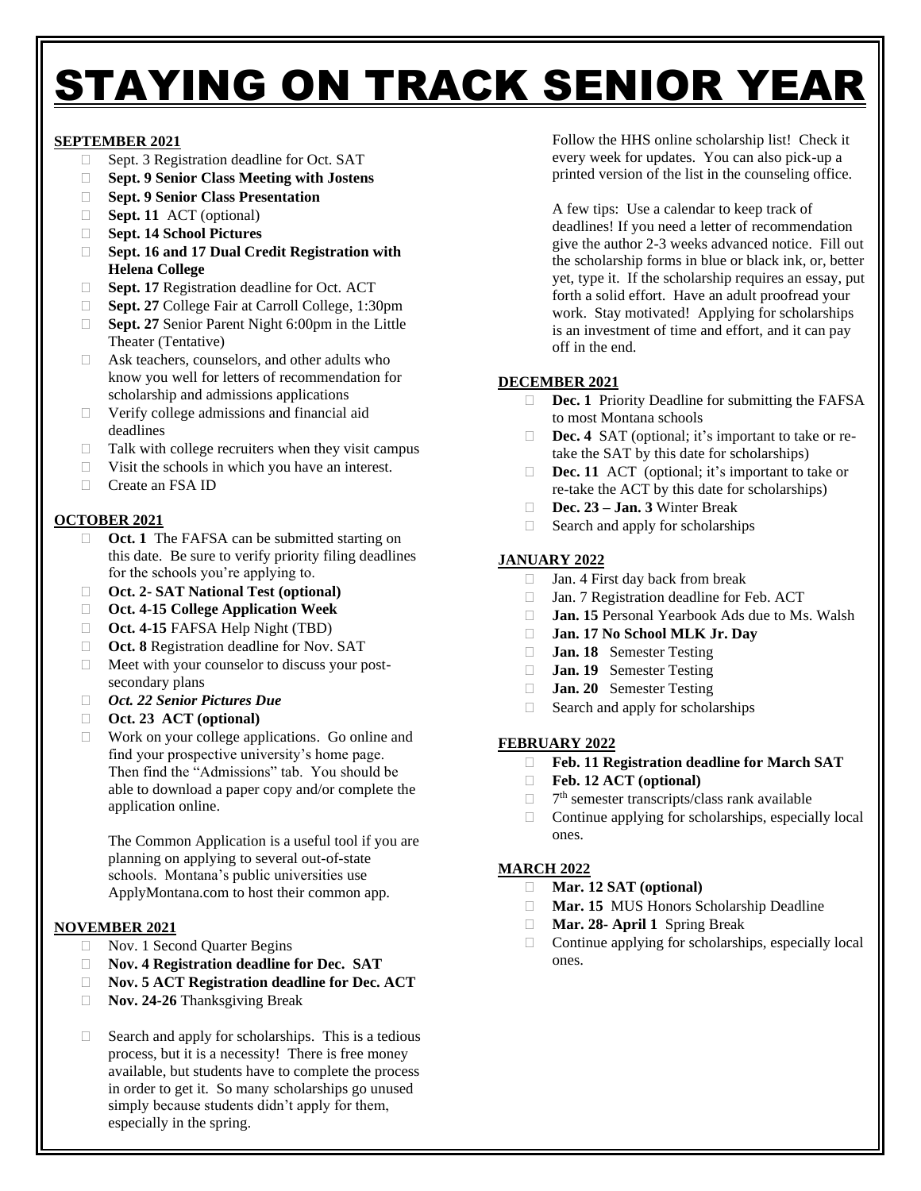# STAYING ON TRACK SENIOR YEAR

## SEPTEMBER 2021

- Sept. 3 Registration deadline for Oct. SAT
- **Sept. 9 Senior Class Meeting with Jostens**
- **Sept. 9 Senior Class Presentation**
- **Sept. 11** ACT (optional)
- **Sept. 14 School Pictures**
- **Sept. 16 and 17 Dual Credit Registration with Helena College**
- **Sept. 17** Registration deadline for Oct. ACT
- **Sept. 27** College Fair at Carroll College, 1:30pm
- **Sept. 27** Senior Parent Night 6:00pm in the Little Theater (Tentative)
- Ask teachers, counselors, and other adults who know you well for letters of recommendation for scholarship and admissions applications
- Verify college admissions and financial aid deadlines
- Talk with college recruiters when they visit campus
- Visit the schools in which you have an interest.
- Create an FSA ID

## OCTOBER 2021

- **Oct. 1** The FAFSA can be submitted starting on this date. Be sure to verify priority filing deadlines for the schools you're applying to.
- **Oct. 2- SAT National Test (optional)**
- **Oct. 4-15 College Application Week**
- **Oct. 4-15** FAFSA Help Night (TBD)
- **Oct. 8** Registration deadline for Nov. SAT
- Meet with your counselor to discuss your post-secondary plans
- ***Oct. 22 Senior Pictures Due***
- **Oct. 23 ACT (optional)**
- Work on your college applications. Go online and find your prospective university's home page. Then find the "Admissions" tab. You should be able to download a paper copy and/or complete the application online.

  The Common Application is a useful tool if you are planning on applying to several out-of-state schools. Montana's public universities use ApplyMontana.com to host their common app.

## NOVEMBER 2021

- Nov. 1 Second Quarter Begins
- **Nov. 4 Registration deadline for Dec. SAT**
- **Nov. 5 ACT Registration deadline for Dec. ACT**
- **Nov. 24-26** Thanksgiving Break
- Search and apply for scholarships. This is a tedious process, but it is a necessity! There is free money available, but students have to complete the process in order to get it. So many scholarships go unused simply because students didn't apply for them, especially in the spring.

  Follow the HHS online scholarship list! Check it every week for updates. You can also pick-up a printed version of the list in the counseling office.

  A few tips: Use a calendar to keep track of deadlines! If you need a letter of recommendation give the author 2-3 weeks advanced notice. Fill out the scholarship forms in blue or black ink, or, better yet, type it. If the scholarship requires an essay, put forth a solid effort. Have an adult proofread your work. Stay motivated! Applying for scholarships is an investment of time and effort, and it can pay off in the end.

## DECEMBER 2021

- **Dec. 1** Priority Deadline for submitting the FAFSA to most Montana schools
- **Dec. 4** SAT (optional; it's important to take or re-take the SAT by this date for scholarships)
- **Dec. 11** ACT (optional; it's important to take or re-take the ACT by this date for scholarships)
- **Dec. 23 – Jan. 3** Winter Break
- Search and apply for scholarships

## JANUARY 2022

- Jan. 4 First day back from break
- Jan. 7 Registration deadline for Feb. ACT
- **Jan. 15** Personal Yearbook Ads due to Ms. Walsh
- **Jan. 17 No School MLK Jr. Day**
- **Jan. 18** Semester Testing
- **Jan. 19** Semester Testing
- **Jan. 20** Semester Testing
- Search and apply for scholarships

## FEBRUARY 2022

- **Feb. 11 Registration deadline for March SAT**
- **Feb. 12 ACT (optional)**
- 7th semester transcripts/class rank available
- Continue applying for scholarships, especially local ones.

## MARCH 2022

- **Mar. 12 SAT (optional)**
- **Mar. 15** MUS Honors Scholarship Deadline
- **Mar. 28- April 1** Spring Break
- Continue applying for scholarships, especially local ones.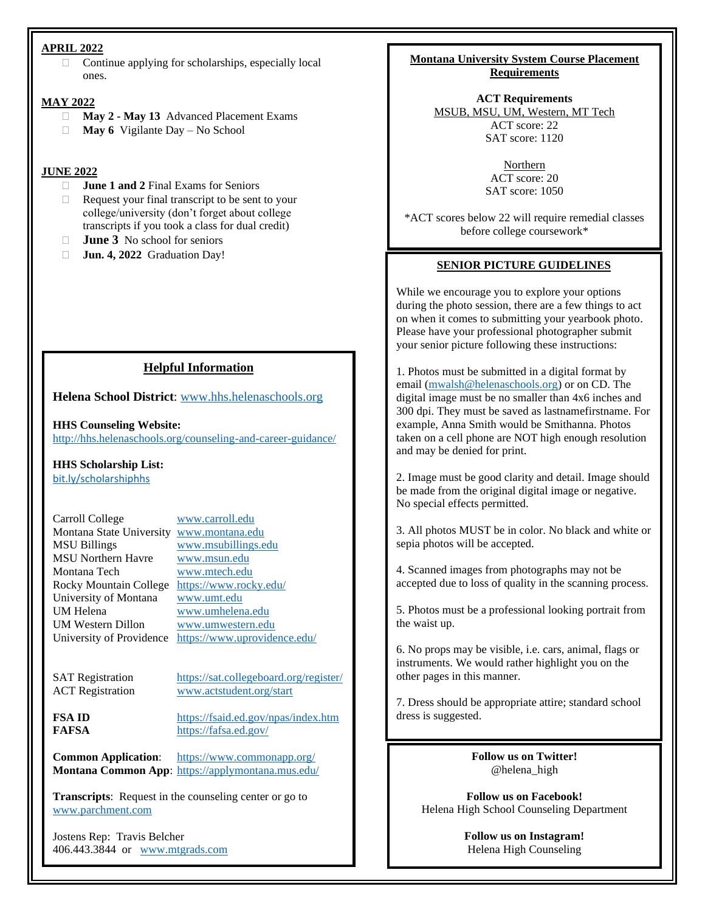## APRIL 2022

- Continue applying for scholarships, especially local ones.

## MAY 2022

- **May 2 - May 13** Advanced Placement Exams
- **May 6** Vigilante Day – No School

## JUNE 2022

- **June 1 and 2** Final Exams for Seniors
- Request your final transcript to be sent to your college/university (don't forget about college transcripts if you took a class for dual credit)
- **June 3** No school for seniors
- **Jun. 4, 2022** Graduation Day!

## Helpful Information

**Helena School District**: www.hhs.helenaschools.org

**HHS Counseling Website:**
http://hhs.helenaschools.org/counseling-and-career-guidance/

**HHS Scholarship List:**
bit.ly/scholarshiphhs

| | |
|---|---|
| Carroll College | www.carroll.edu |
| Montana State University | www.montana.edu |
| MSU Billings | www.msubillings.edu |
| MSU Northern Havre | www.msun.edu |
| Montana Tech | www.mtech.edu |
| Rocky Mountain College | https://www.rocky.edu/ |
| University of Montana | www.umt.edu |
| UM Helena | www.umhelena.edu |
| UM Western Dillon | www.umwestern.edu |
| University of Providence | https://www.uprovidence.edu/ |

| | |
|---|---|
| SAT Registration | https://sat.collegeboard.org/register/ |
| ACT Registration | www.actstudent.org/start |

| | |
|---|---|
| **FSA ID** | https://fsaid.ed.gov/npas/index.htm |
| **FAFSA** | https://fafsa.ed.gov/ |

**Common Application**: https://www.commonapp.org/
**Montana Common App**: https://applymontana.mus.edu/

**Transcripts**: Request in the counseling center or go to www.parchment.com

Jostens Rep: Travis Belcher
406.443.3844 or www.mtgrads.com

## Montana University System Course Placement Requirements

**ACT Requirements**
MSUB, MSU, UM, Western, MT Tech
ACT score: 22
SAT score: 1120

Northern
ACT score: 20
SAT score: 1050

*ACT scores below 22 will require remedial classes before college coursework*

## SENIOR PICTURE GUIDELINES

While we encourage you to explore your options during the photo session, there are a few things to act on when it comes to submitting your yearbook photo. Please have your professional photographer submit your senior picture following these instructions:

1. Photos must be submitted in a digital format by email (mwalsh@helenaschools.org) or on CD. The digital image must be no smaller than 4x6 inches and 300 dpi. They must be saved as lastnamefirstname. For example, Anna Smith would be Smithanna. Photos taken on a cell phone are NOT high enough resolution and may be denied for print.

2. Image must be good clarity and detail. Image should be made from the original digital image or negative. No special effects permitted.

3. All photos MUST be in color. No black and white or sepia photos will be accepted.

4. Scanned images from photographs may not be accepted due to loss of quality in the scanning process.

5. Photos must be a professional looking portrait from the waist up.

6. No props may be visible, i.e. cars, animal, flags or instruments. We would rather highlight you on the other pages in this manner.

7. Dress should be appropriate attire; standard school dress is suggested.

**Follow us on Twitter!**
@helena_high

**Follow us on Facebook!**
Helena High School Counseling Department

**Follow us on Instagram!**
Helena High Counseling